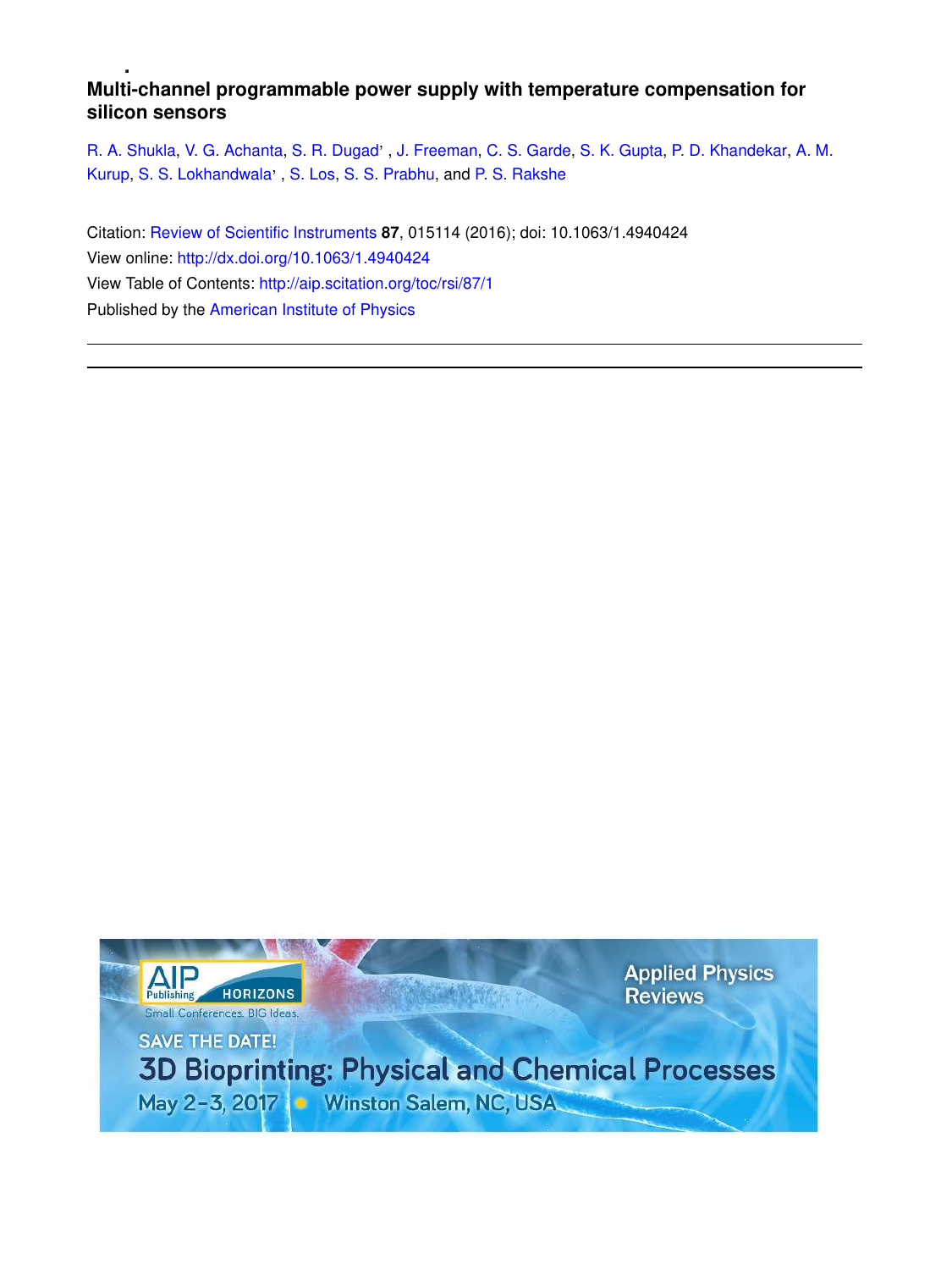# Multi-channel programmable power supply with temperature compensation for silicon sensors

R. A. Shukla, V. G. Achanta, S. R. Dugad, J. Freeman, C. S. Garde, S. K. Gupta, P. D. Khandekar, A. M. Kurup, S. S. Lokhandwala, S. Los, S. S. Prabhu, and P. S. Rakshe

Citation: Review of Scientific Instruments **87**, 015114 (2016); doi: 10.1063/1.4940424

View online: http://dx.doi.org/10.1063/1.4940424

View Table of Contents: http://aip.scitation.org/toc/rsi/87/1

Published by the American Institute of Physics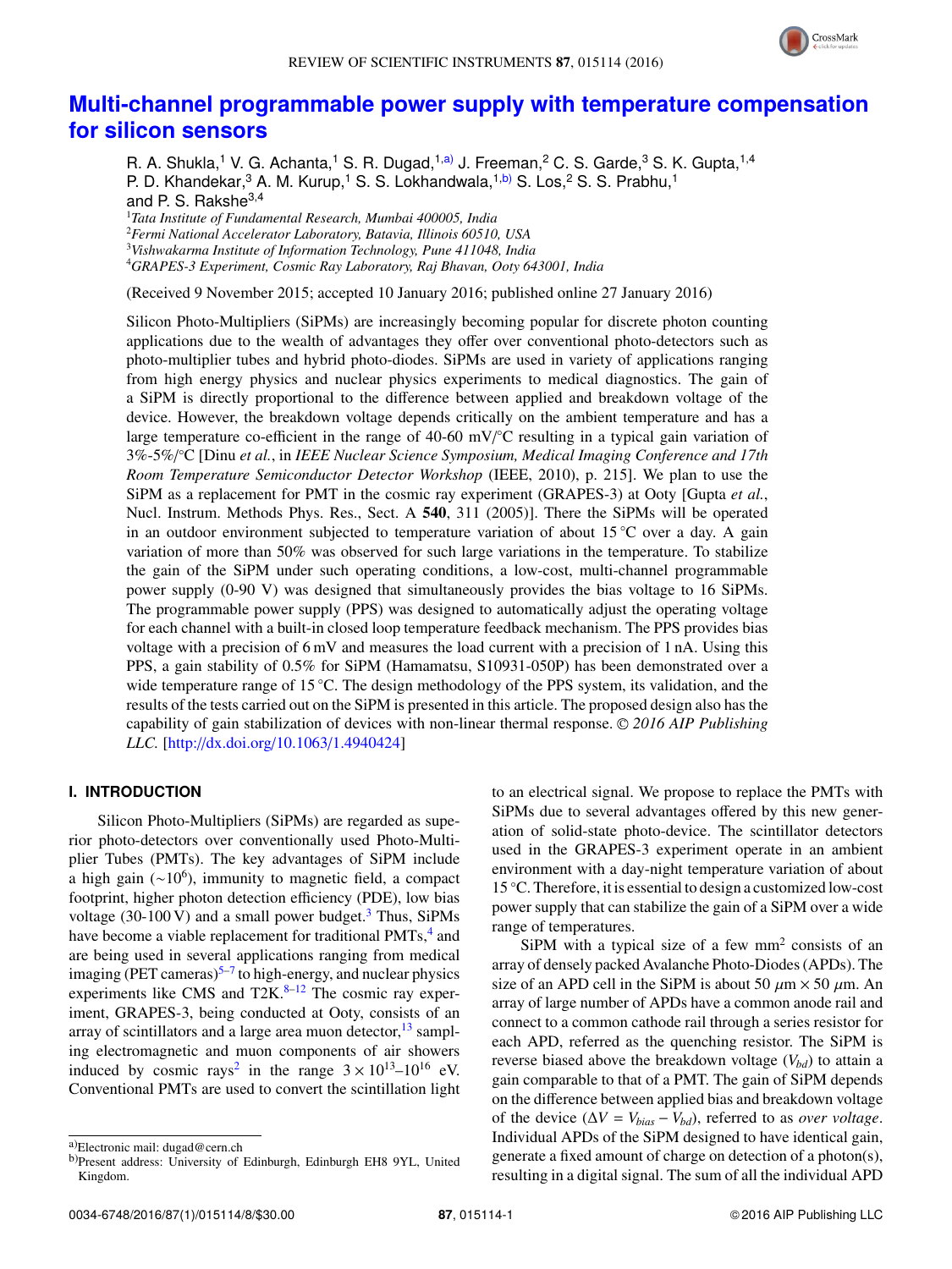# Multi-channel programmable power supply with temperature compensation for silicon sensors

R. A. Shukla,[1] V. G. Achanta,[1] S. R. Dugad,[1,a)] J. Freeman,[2] C. S. Garde,[3] S. K. Gupta,[1,4] P. D. Khandekar,[3] A. M. Kurup,[1] S. S. Lokhandwala,[1,b)] S. Los,[2] S. S. Prabhu,[1] and P. S. Rakshe[3,4]

[1]*Tata Institute of Fundamental Research, Mumbai 400005, India*
[2]*Fermi National Accelerator Laboratory, Batavia, Illinois 60510, USA*
[3]*Vishwakarma Institute of Information Technology, Pune 411048, India*
[4]*GRAPES-3 Experiment, Cosmic Ray Laboratory, Raj Bhavan, Ooty 643001, India*

(Received 9 November 2015; accepted 10 January 2016; published online 27 January 2016)

Silicon Photo-Multipliers (SiPMs) are increasingly becoming popular for discrete photon counting applications due to the wealth of advantages they offer over conventional photo-detectors such as photo-multiplier tubes and hybrid photo-diodes. SiPMs are used in variety of applications ranging from high energy physics and nuclear physics experiments to medical diagnostics. The gain of a SiPM is directly proportional to the difference between applied and breakdown voltage of the device. However, the breakdown voltage depends critically on the ambient temperature and has a large temperature co-efficient in the range of 40-60 mV/°C resulting in a typical gain variation of 3%-5%/°C [Dinu *et al.*, in *IEEE Nuclear Science Symposium, Medical Imaging Conference and 17th Room Temperature Semiconductor Detector Workshop* (IEEE, 2010), p. 215]. We plan to use the SiPM as a replacement for PMT in the cosmic ray experiment (GRAPES-3) at Ooty [Gupta *et al.*, Nucl. Instrum. Methods Phys. Res., Sect. A **540**, 311 (2005)]. There the SiPMs will be operated in an outdoor environment subjected to temperature variation of about 15 °C over a day. A gain variation of more than 50% was observed for such large variations in the temperature. To stabilize the gain of the SiPM under such operating conditions, a low-cost, multi-channel programmable power supply (0-90 V) was designed that simultaneously provides the bias voltage to 16 SiPMs. The programmable power supply (PPS) was designed to automatically adjust the operating voltage for each channel with a built-in closed loop temperature feedback mechanism. The PPS provides bias voltage with a precision of 6 mV and measures the load current with a precision of 1 nA. Using this PPS, a gain stability of 0.5% for SiPM (Hamamatsu, S10931-050P) has been demonstrated over a wide temperature range of 15 °C. The design methodology of the PPS system, its validation, and the results of the tests carried out on the SiPM is presented in this article. The proposed design also has the capability of gain stabilization of devices with non-linear thermal response. © *2016 AIP Publishing LLC.* [http://dx.doi.org/10.1063/1.4940424]

## I. INTRODUCTION

Silicon Photo-Multipliers (SiPMs) are regarded as superior photo-detectors over conventionally used Photo-Multiplier Tubes (PMTs). The key advantages of SiPM include a high gain ($\sim 10^6$), immunity to magnetic field, a compact footprint, higher photon detection efficiency (PDE), low bias voltage (30-100 V) and a small power budget.[3] Thus, SiPMs have become a viable replacement for traditional PMTs,[4] and are being used in several applications ranging from medical imaging (PET cameras)[5–7] to high-energy, and nuclear physics experiments like CMS and T2K.[8–12] The cosmic ray experiment, GRAPES-3, being conducted at Ooty, consists of an array of scintillators and a large area muon detector,[13] sampling electromagnetic and muon components of air showers induced by cosmic rays[2] in the range $3 \times 10^{13}$–$10^{16}$ eV. Conventional PMTs are used to convert the scintillation light to an electrical signal. We propose to replace the PMTs with SiPMs due to several advantages offered by this new generation of solid-state photo-device. The scintillator detectors used in the GRAPES-3 experiment operate in an ambient environment with a day-night temperature variation of about 15 °C. Therefore, it is essential to design a customized low-cost power supply that can stabilize the gain of a SiPM over a wide range of temperatures.

SiPM with a typical size of a few mm$^2$ consists of an array of densely packed Avalanche Photo-Diodes (APDs). The size of an APD cell in the SiPM is about 50 $\mu$m × 50 $\mu$m. An array of large number of APDs have a common anode rail and connect to a common cathode rail through a series resistor for each APD, referred as the quenching resistor. The SiPM is reverse biased above the breakdown voltage ($V_{bd}$) to attain a gain comparable to that of a PMT. The gain of SiPM depends on the difference between applied bias and breakdown voltage of the device ($\Delta V = V_{bias} - V_{bd}$), referred to as *over voltage*. Individual APDs of the SiPM designed to have identical gain, generate a fixed amount of charge on detection of a photon(s), resulting in a digital signal. The sum of all the individual APD

a)Electronic mail: dugad@cern.ch
b)Present address: University of Edinburgh, Edinburgh EH8 9YL, United Kingdom.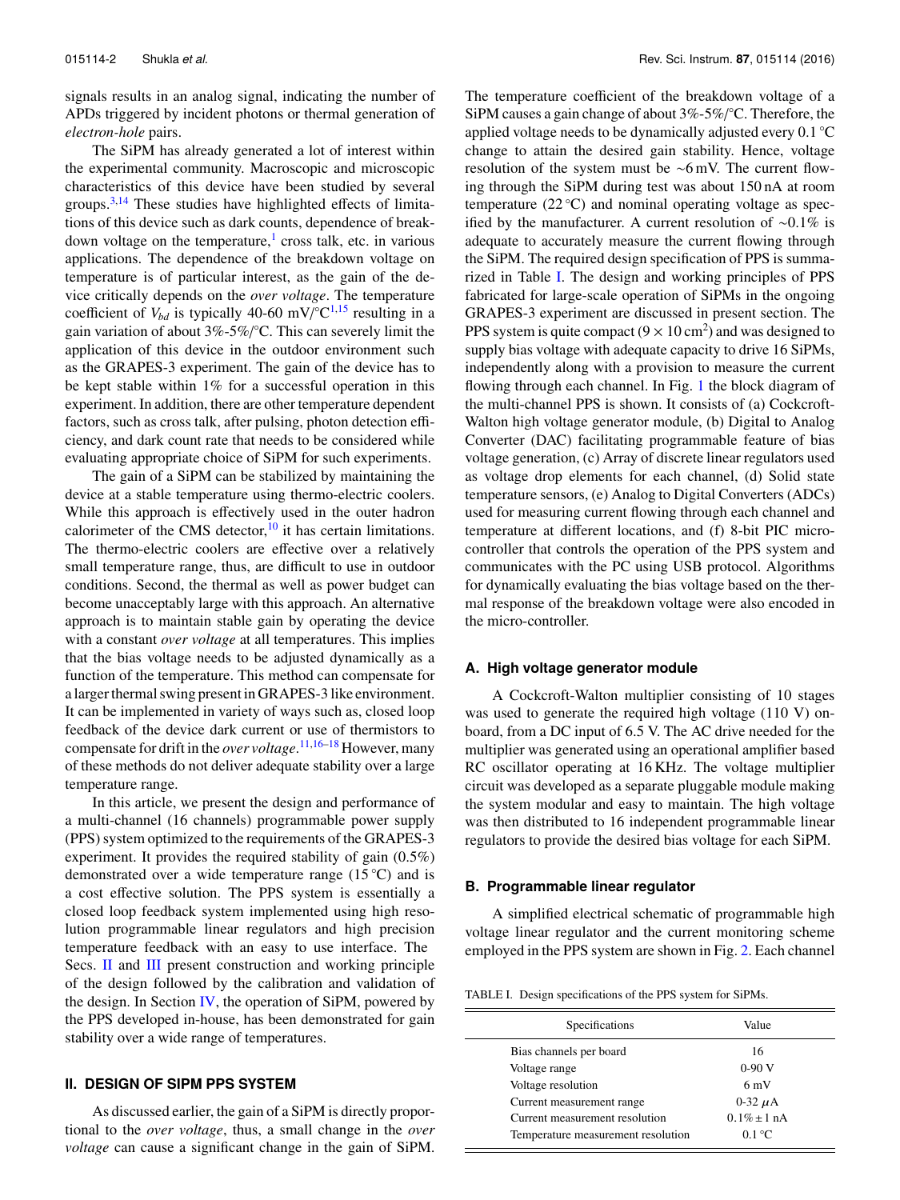signals results in an analog signal, indicating the number of APDs triggered by incident photons or thermal generation of *electron-hole* pairs.

The SiPM has already generated a lot of interest within the experimental community. Macroscopic and microscopic characteristics of this device have been studied by several groups.[3,14] These studies have highlighted effects of limitations of this device such as dark counts, dependence of breakdown voltage on the temperature,[1] cross talk, etc. in various applications. The dependence of the breakdown voltage on temperature is of particular interest, as the gain of the device critically depends on the *over voltage*. The temperature coefficient of $V_{bd}$ is typically 40-60 mV/°C[1,15] resulting in a gain variation of about 3%-5%/°C. This can severely limit the application of this device in the outdoor environment such as the GRAPES-3 experiment. The gain of the device has to be kept stable within 1% for a successful operation in this experiment. In addition, there are other temperature dependent factors, such as cross talk, after pulsing, photon detection efficiency, and dark count rate that needs to be considered while evaluating appropriate choice of SiPM for such experiments.

The gain of a SiPM can be stabilized by maintaining the device at a stable temperature using thermo-electric coolers. While this approach is effectively used in the outer hadron calorimeter of the CMS detector,[10] it has certain limitations. The thermo-electric coolers are effective over a relatively small temperature range, thus, are difficult to use in outdoor conditions. Second, the thermal as well as power budget can become unacceptably large with this approach. An alternative approach is to maintain stable gain by operating the device with a constant *over voltage* at all temperatures. This implies that the bias voltage needs to be adjusted dynamically as a function of the temperature. This method can compensate for a larger thermal swing present in GRAPES-3 like environment. It can be implemented in variety of ways such as, closed loop feedback of the device dark current or use of thermistors to compensate for drift in the *over voltage*.[11,16–18] However, many of these methods do not deliver adequate stability over a large temperature range.

In this article, we present the design and performance of a multi-channel (16 channels) programmable power supply (PPS) system optimized to the requirements of the GRAPES-3 experiment. It provides the required stability of gain (0.5%) demonstrated over a wide temperature range (15 °C) and is a cost effective solution. The PPS system is essentially a closed loop feedback system implemented using high resolution programmable linear regulators and high precision temperature feedback with an easy to use interface. The Secs. II and III present construction and working principle of the design followed by the calibration and validation of the design. In Section IV, the operation of SiPM, powered by the PPS developed in-house, has been demonstrated for gain stability over a wide range of temperatures.

## II. DESIGN OF SIPM PPS SYSTEM

As discussed earlier, the gain of a SiPM is directly proportional to the *over voltage*, thus, a small change in the *over voltage* can cause a significant change in the gain of SiPM. The temperature coefficient of the breakdown voltage of a SiPM causes a gain change of about 3%-5%/°C. Therefore, the applied voltage needs to be dynamically adjusted every 0.1 °C change to attain the desired gain stability. Hence, voltage resolution of the system must be ∼6 mV. The current flowing through the SiPM during test was about 150 nA at room temperature (22 °C) and nominal operating voltage as specified by the manufacturer. A current resolution of ∼0.1% is adequate to accurately measure the current flowing through the SiPM. The required design specification of PPS is summarized in Table I. The design and working principles of PPS fabricated for large-scale operation of SiPMs in the ongoing GRAPES-3 experiment are discussed in present section. The PPS system is quite compact ($9 \times 10\,\text{cm}^2$) and was designed to supply bias voltage with adequate capacity to drive 16 SiPMs, independently along with a provision to measure the current flowing through each channel. In Fig. 1 the block diagram of the multi-channel PPS is shown. It consists of (a) Cockcroft-Walton high voltage generator module, (b) Digital to Analog Converter (DAC) facilitating programmable feature of bias voltage generation, (c) Array of discrete linear regulators used as voltage drop elements for each channel, (d) Solid state temperature sensors, (e) Analog to Digital Converters (ADCs) used for measuring current flowing through each channel and temperature at different locations, and (f) 8-bit PIC micro-controller that controls the operation of the PPS system and communicates with the PC using USB protocol. Algorithms for dynamically evaluating the bias voltage based on the thermal response of the breakdown voltage were also encoded in the micro-controller.

### A. High voltage generator module

A Cockcroft-Walton multiplier consisting of 10 stages was used to generate the required high voltage (110 V) on-board, from a DC input of 6.5 V. The AC drive needed for the multiplier was generated using an operational amplifier based RC oscillator operating at 16 KHz. The voltage multiplier circuit was developed as a separate pluggable module making the system modular and easy to maintain. The high voltage was then distributed to 16 independent programmable linear regulators to provide the desired bias voltage for each SiPM.

### B. Programmable linear regulator

A simplified electrical schematic of programmable high voltage linear regulator and the current monitoring scheme employed in the PPS system are shown in Fig. 2. Each channel

TABLE I. Design specifications of the PPS system for SiPMs.

| Specifications | Value |
|---|---|
| Bias channels per board | 16 |
| Voltage range | 0-90 V |
| Voltage resolution | 6 mV |
| Current measurement range | 0-32 μA |
| Current measurement resolution | 0.1% ± 1 nA |
| Temperature measurement resolution | 0.1 °C |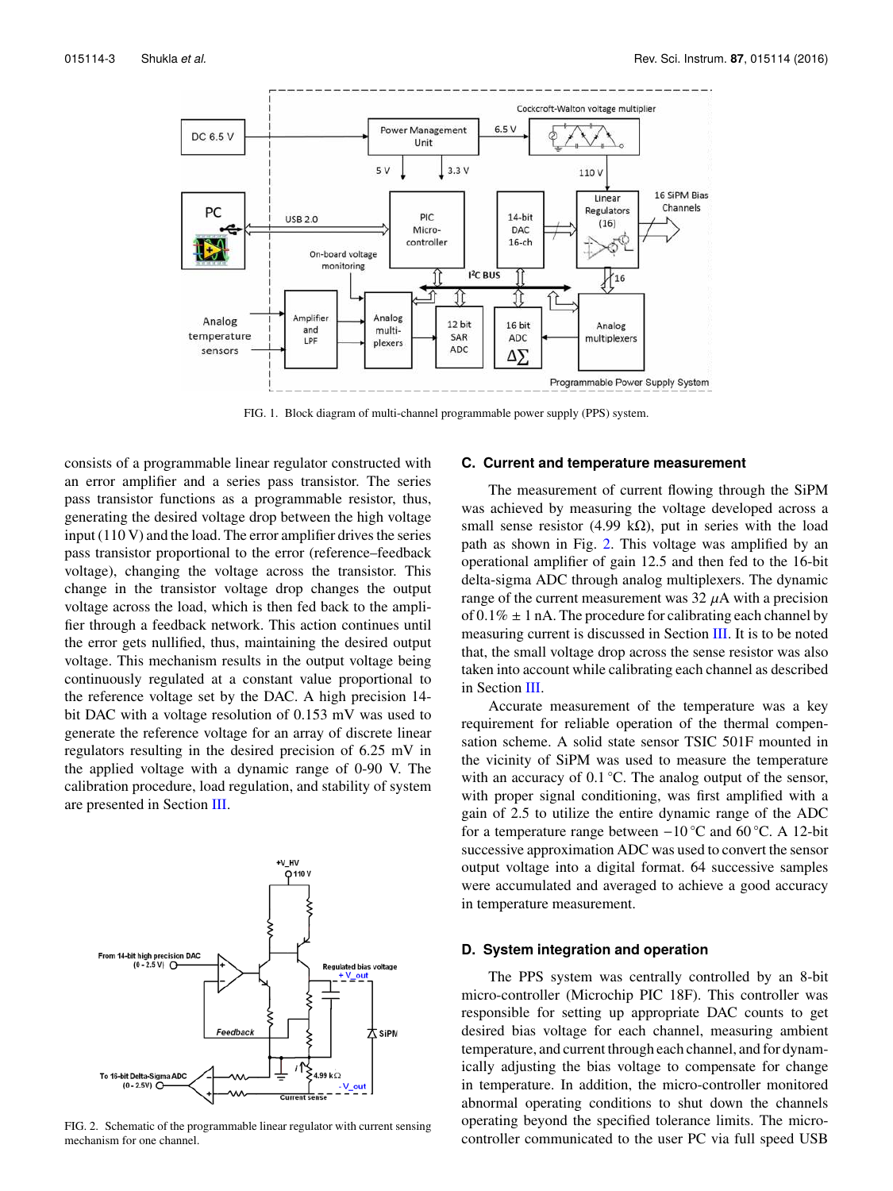FIG. 1. Block diagram of multi-channel programmable power supply (PPS) system.

consists of a programmable linear regulator constructed with an error amplifier and a series pass transistor. The series pass transistor functions as a programmable resistor, thus, generating the desired voltage drop between the high voltage input (110 V) and the load. The error amplifier drives the series pass transistor proportional to the error (reference–feedback voltage), changing the voltage across the transistor. This change in the transistor voltage drop changes the output voltage across the load, which is then fed back to the amplifier through a feedback network. This action continues until the error gets nullified, thus, maintaining the desired output voltage. This mechanism results in the output voltage being continuously regulated at a constant value proportional to the reference voltage set by the DAC. A high precision 14-bit DAC with a voltage resolution of 0.153 mV was used to generate the reference voltage for an array of discrete linear regulators resulting in the desired precision of 6.25 mV in the applied voltage with a dynamic range of 0-90 V. The calibration procedure, load regulation, and stability of system are presented in Section III.

FIG. 2. Schematic of the programmable linear regulator with current sensing mechanism for one channel.

### C. Current and temperature measurement

The measurement of current flowing through the SiPM was achieved by measuring the voltage developed across a small sense resistor (4.99 kΩ), put in series with the load path as shown in Fig. 2. This voltage was amplified by an operational amplifier of gain 12.5 and then fed to the 16-bit delta-sigma ADC through analog multiplexers. The dynamic range of the current measurement was 32 $\mu$A with a precision of 0.1% ± 1 nA. The procedure for calibrating each channel by measuring current is discussed in Section III. It is to be noted that, the small voltage drop across the sense resistor was also taken into account while calibrating each channel as described in Section III.

Accurate measurement of the temperature was a key requirement for reliable operation of the thermal compensation scheme. A solid state sensor TSIC 501F mounted in the vicinity of SiPM was used to measure the temperature with an accuracy of 0.1 °C. The analog output of the sensor, with proper signal conditioning, was first amplified with a gain of 2.5 to utilize the entire dynamic range of the ADC for a temperature range between −10 °C and 60 °C. A 12-bit successive approximation ADC was used to convert the sensor output voltage into a digital format. 64 successive samples were accumulated and averaged to achieve a good accuracy in temperature measurement.

### D. System integration and operation

The PPS system was centrally controlled by an 8-bit micro-controller (Microchip PIC 18F). This controller was responsible for setting up appropriate DAC counts to get desired bias voltage for each channel, measuring ambient temperature, and current through each channel, and for dynamically adjusting the bias voltage to compensate for change in temperature. In addition, the micro-controller monitored abnormal operating conditions to shut down the channels operating beyond the specified tolerance limits. The micro-controller communicated to the user PC via full speed USB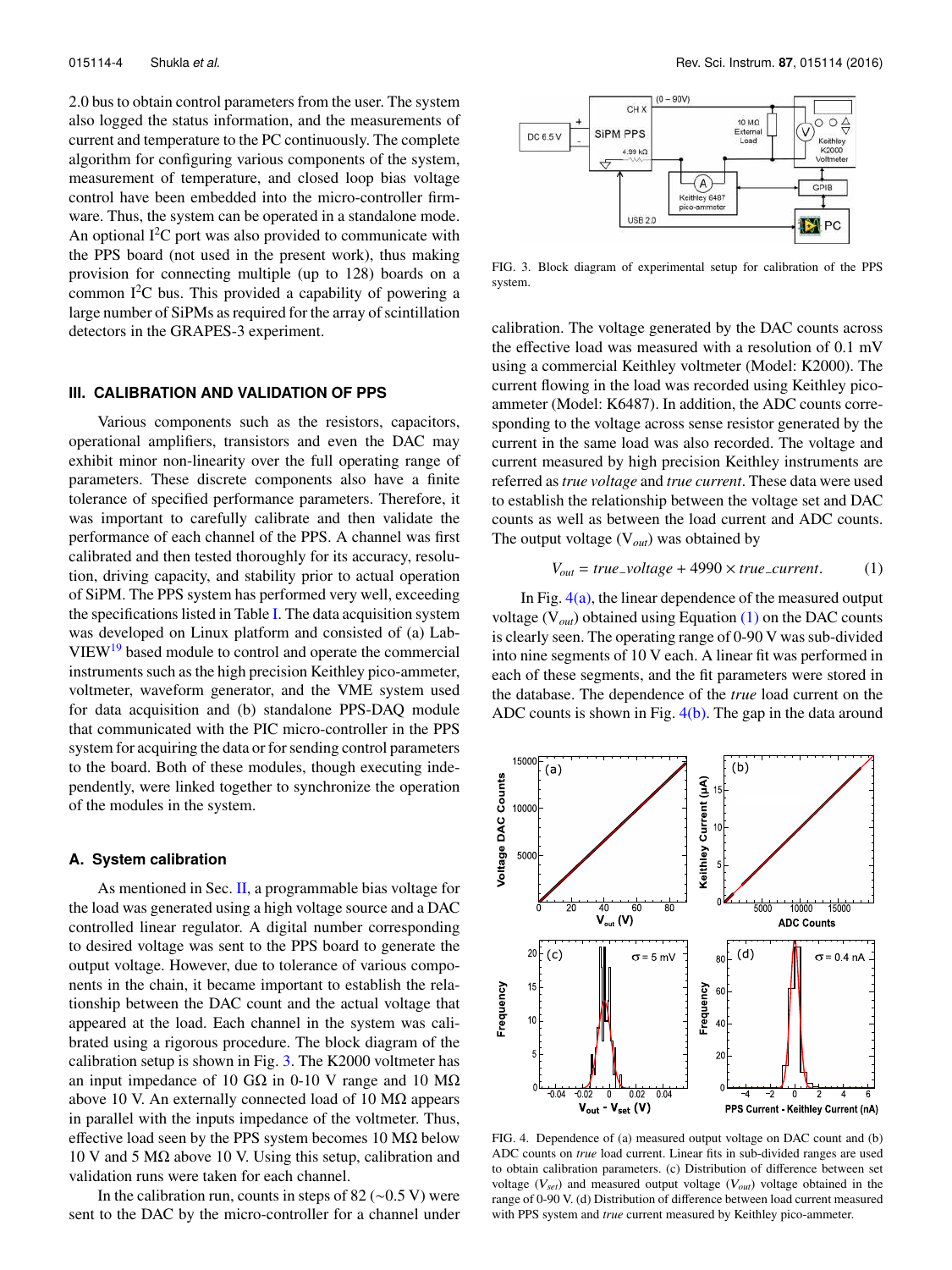2.0 bus to obtain control parameters from the user. The system also logged the status information, and the measurements of current and temperature to the PC continuously. The complete algorithm for configuring various components of the system, measurement of temperature, and closed loop bias voltage control have been embedded into the micro-controller firmware. Thus, the system can be operated in a standalone mode. An optional $I^2C$ port was also provided to communicate with the PPS board (not used in the present work), thus making provision for connecting multiple (up to 128) boards on a common $I^2C$ bus. This provided a capability of powering a large number of SiPMs as required for the array of scintillation detectors in the GRAPES-3 experiment.

## III. CALIBRATION AND VALIDATION OF PPS

Various components such as the resistors, capacitors, operational amplifiers, transistors and even the DAC may exhibit minor non-linearity over the full operating range of parameters. These discrete components also have a finite tolerance of specified performance parameters. Therefore, it was important to carefully calibrate and then validate the performance of each channel of the PPS. A channel was first calibrated and then tested thoroughly for its accuracy, resolution, driving capacity, and stability prior to actual operation of SiPM. The PPS system has performed very well, exceeding the specifications listed in Table I. The data acquisition system was developed on Linux platform and consisted of (a) LabVIEW[19] based module to control and operate the commercial instruments such as the high precision Keithley pico-ammeter, voltmeter, waveform generator, and the VME system used for data acquisition and (b) standalone PPS-DAQ module that communicated with the PIC micro-controller in the PPS system for acquiring the data or for sending control parameters to the board. Both of these modules, though executing independently, were linked together to synchronize the operation of the modules in the system.

### A. System calibration

As mentioned in Sec. II, a programmable bias voltage for the load was generated using a high voltage source and a DAC controlled linear regulator. A digital number corresponding to desired voltage was sent to the PPS board to generate the output voltage. However, due to tolerance of various components in the chain, it became important to establish the relationship between the DAC count and the actual voltage that appeared at the load. Each channel in the system was calibrated using a rigorous procedure. The block diagram of the calibration setup is shown in Fig. 3. The K2000 voltmeter has an input impedance of 10 GΩ in 0-10 V range and 10 MΩ above 10 V. An externally connected load of 10 MΩ appears in parallel with the inputs impedance of the voltmeter. Thus, effective load seen by the PPS system becomes 10 MΩ below 10 V and 5 MΩ above 10 V. Using this setup, calibration and validation runs were taken for each channel.

In the calibration run, counts in steps of 82 (~0.5 V) were sent to the DAC by the micro-controller for a channel under

FIG. 3. Block diagram of experimental setup for calibration of the PPS system.

calibration. The voltage generated by the DAC counts across the effective load was measured with a resolution of 0.1 mV using a commercial Keithley voltmeter (Model: K2000). The current flowing in the load was recorded using Keithley pico-ammeter (Model: K6487). In addition, the ADC counts corresponding to the voltage across sense resistor generated by the current in the same load was also recorded. The voltage and current measured by high precision Keithley instruments are referred as *true voltage* and *true current*. These data were used to establish the relationship between the voltage set and DAC counts as well as between the load current and ADC counts. The output voltage ($V_{out}$) was obtained by

$$V_{out} = true\_voltage + 4990 \times true\_current. \qquad (1)$$

In Fig. 4(a), the linear dependence of the measured output voltage ($V_{out}$) obtained using Equation (1) on the DAC counts is clearly seen. The operating range of 0-90 V was sub-divided into nine segments of 10 V each. A linear fit was performed in each of these segments, and the fit parameters were stored in the database. The dependence of the *true* load current on the ADC counts is shown in Fig. 4(b). The gap in the data around

FIG. 4. Dependence of (a) measured output voltage on DAC count and (b) ADC counts on *true* load current. Linear fits in sub-divided ranges are used to obtain calibration parameters. (c) Distribution of difference between set voltage ($V_{set}$) and measured output voltage ($V_{out}$) voltage obtained in the range of 0-90 V. (d) Distribution of difference between load current measured with PPS system and *true* current measured by Keithley pico-ammeter.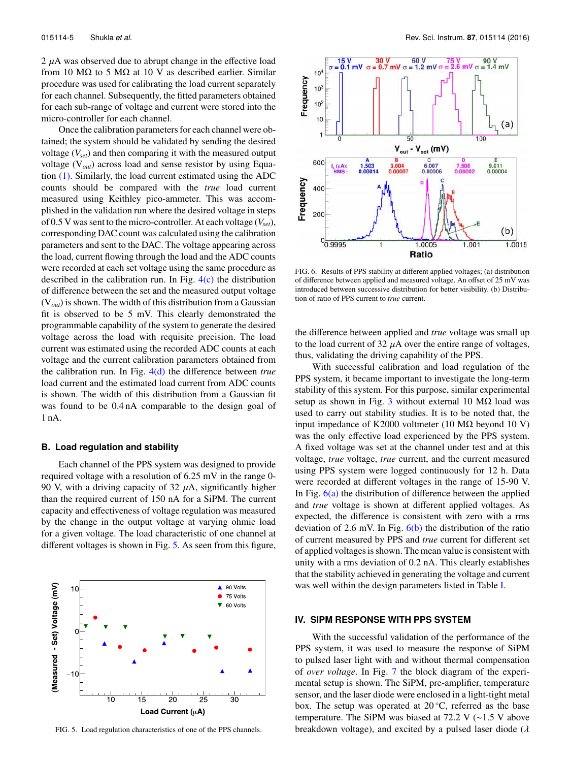2 $\mu$A was observed due to abrupt change in the effective load from 10 MΩ to 5 MΩ at 10 V as described earlier. Similar procedure was used for calibrating the load current separately for each channel. Subsequently, the fitted parameters obtained for each sub-range of voltage and current were stored into the micro-controller for each channel.

Once the calibration parameters for each channel were obtained; the system should be validated by sending the desired voltage ($V_{set}$) and then comparing it with the measured output voltage ($V_{out}$) across load and sense resistor by using Equation (1). Similarly, the load current estimated using the ADC counts should be compared with the *true* load current measured using Keithley pico-ammeter. This was accomplished in the validation run where the desired voltage in steps of 0.5 V was sent to the micro-controller. At each voltage ($V_{set}$), corresponding DAC count was calculated using the calibration parameters and sent to the DAC. The voltage appearing across the load, current flowing through the load and the ADC counts were recorded at each set voltage using the same procedure as described in the calibration run. In Fig. 4(c) the distribution of difference between the set and the measured output voltage ($V_{out}$) is shown. The width of this distribution from a Gaussian fit is observed to be 5 mV. This clearly demonstrated the programmable capability of the system to generate the desired voltage across the load with requisite precision. The load current was estimated using the recorded ADC counts at each voltage and the current calibration parameters obtained from the calibration run. In Fig. 4(d) the difference between *true* load current and the estimated load current from ADC counts is shown. The width of this distribution from a Gaussian fit was found to be 0.4 nA comparable to the design goal of 1 nA.

### B. Load regulation and stability

Each channel of the PPS system was designed to provide required voltage with a resolution of 6.25 mV in the range 0-90 V, with a driving capacity of 32 $\mu$A, significantly higher than the required current of 150 nA for a SiPM. The current capacity and effectiveness of voltage regulation was measured by the change in the output voltage at varying ohmic load for a given voltage. The load characteristic of one channel at different voltages is shown in Fig. 5. As seen from this figure,

FIG. 5. Load regulation characteristics of one of the PPS channels.

FIG. 6. Results of PPS stability at different applied voltages; (a) distribution of difference between applied and measured voltage. An offset of 25 mV was introduced between successive distribution for better visibility. (b) Distribution of ratio of PPS current to *true* current.

the difference between applied and *true* voltage was small up to the load current of 32 $\mu$A over the entire range of voltages, thus, validating the driving capability of the PPS.

With successful calibration and load regulation of the PPS system, it became important to investigate the long-term stability of this system. For this purpose, similar experimental setup as shown in Fig. 3 without external 10 MΩ load was used to carry out stability studies. It is to be noted that, the input impedance of K2000 voltmeter (10 MΩ beyond 10 V) was the only effective load experienced by the PPS system. A fixed voltage was set at the channel under test and at this voltage, *true* voltage, *true* current, and the current measured using PPS system were logged continuously for 12 h. Data were recorded at different voltages in the range of 15-90 V. In Fig. 6(a) the distribution of difference between the applied and *true* voltage is shown at different applied voltages. As expected, the difference is consistent with zero with a rms deviation of 2.6 mV. In Fig. 6(b) the distribution of the ratio of current measured by PPS and *true* current for different set of applied voltages is shown. The mean value is consistent with unity with a rms deviation of 0.2 nA. This clearly establishes that the stability achieved in generating the voltage and current was well within the design parameters listed in Table I.

## IV. SIPM RESPONSE WITH PPS SYSTEM

With the successful validation of the performance of the PPS system, it was used to measure the response of SiPM to pulsed laser light with and without thermal compensation of *over voltage*. In Fig. 7 the block diagram of the experimental setup is shown. The SiPM, pre-amplifier, temperature sensor, and the laser diode were enclosed in a light-tight metal box. The setup was operated at 20 °C, referred as the base temperature. The SiPM was biased at 72.2 V (~1.5 V above breakdown voltage), and excited by a pulsed laser diode ($\lambda$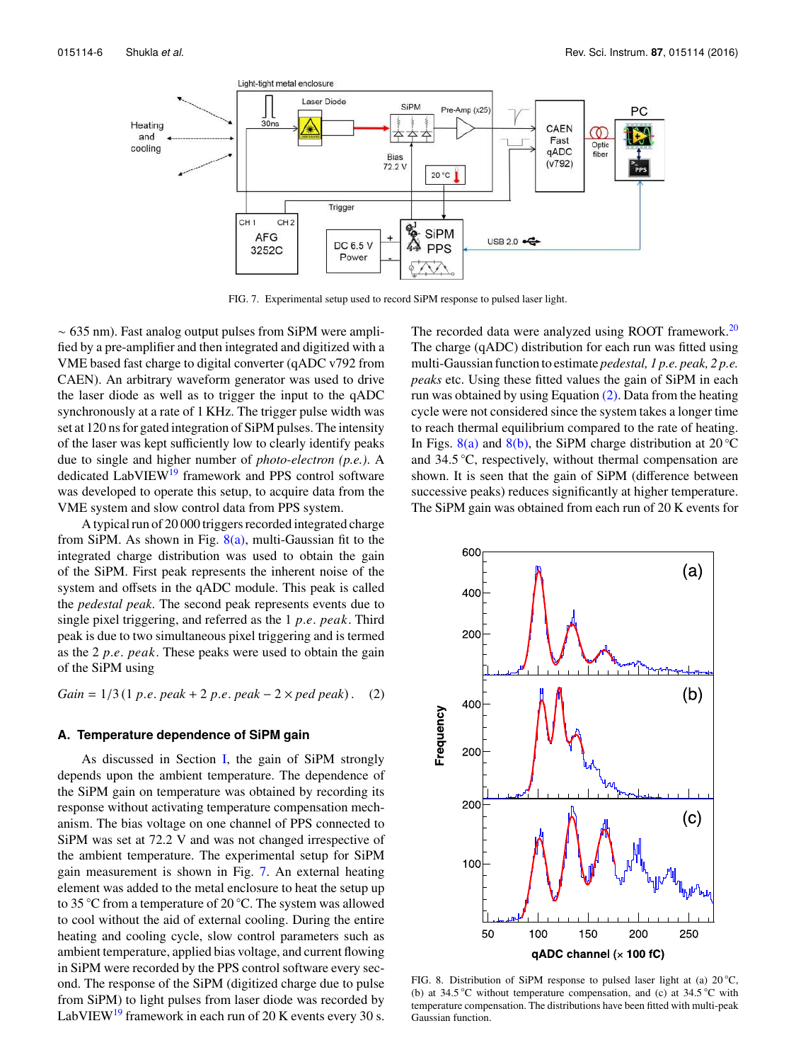FIG. 7. Experimental setup used to record SiPM response to pulsed laser light.

~ 635 nm). Fast analog output pulses from SiPM were amplified by a pre-amplifier and then integrated and digitized with a VME based fast charge to digital converter (qADC v792 from CAEN). An arbitrary waveform generator was used to drive the laser diode as well as to trigger the input to the qADC synchronously at a rate of 1 KHz. The trigger pulse width was set at 120 ns for gated integration of SiPM pulses. The intensity of the laser was kept sufficiently low to clearly identify peaks due to single and higher number of *photo-electron (p.e.)*. A dedicated LabVIEW[19] framework and PPS control software was developed to operate this setup, to acquire data from the VME system and slow control data from PPS system.

A typical run of 20 000 triggers recorded integrated charge from SiPM. As shown in Fig. 8(a), multi-Gaussian fit to the integrated charge distribution was used to obtain the gain of the SiPM. First peak represents the inherent noise of the system and offsets in the qADC module. This peak is called the *pedestal peak*. The second peak represents events due to single pixel triggering, and referred as the 1 *p.e. peak*. Third peak is due to two simultaneous pixel triggering and is termed as the 2 *p.e. peak*. These peaks were used to obtain the gain of the SiPM using

$$Gain = 1/3\,(1\ p.e.\ peak + 2\ p.e.\ peak - 2 \times ped\ peak)\,. \quad (2)$$

### A. Temperature dependence of SiPM gain

As discussed in Section I, the gain of SiPM strongly depends upon the ambient temperature. The dependence of the SiPM gain on temperature was obtained by recording its response without activating temperature compensation mechanism. The bias voltage on one channel of PPS connected to SiPM was set at 72.2 V and was not changed irrespective of the ambient temperature. The experimental setup for SiPM gain measurement is shown in Fig. 7. An external heating element was added to the metal enclosure to heat the setup up to 35 °C from a temperature of 20 °C. The system was allowed to cool without the aid of external cooling. During the entire heating and cooling cycle, slow control parameters such as ambient temperature, applied bias voltage, and current flowing in SiPM were recorded by the PPS control software every second. The response of the SiPM (digitized charge due to pulse from SiPM) to light pulses from laser diode was recorded by LabVIEW[19] framework in each run of 20 K events every 30 s.

The recorded data were analyzed using ROOT framework.[20] The charge (qADC) distribution for each run was fitted using multi-Gaussian function to estimate *pedestal, 1 p.e. peak, 2 p.e. peaks* etc. Using these fitted values the gain of SiPM in each run was obtained by using Equation (2). Data from the heating cycle were not considered since the system takes a longer time to reach thermal equilibrium compared to the rate of heating. In Figs. 8(a) and 8(b), the SiPM charge distribution at 20 °C and 34.5 °C, respectively, without thermal compensation are shown. It is seen that the gain of SiPM (difference between successive peaks) reduces significantly at higher temperature. The SiPM gain was obtained from each run of 20 K events for

FIG. 8. Distribution of SiPM response to pulsed laser light at (a) 20 °C, (b) at 34.5 °C without temperature compensation, and (c) at 34.5 °C with temperature compensation. The distributions have been fitted with multi-peak Gaussian function.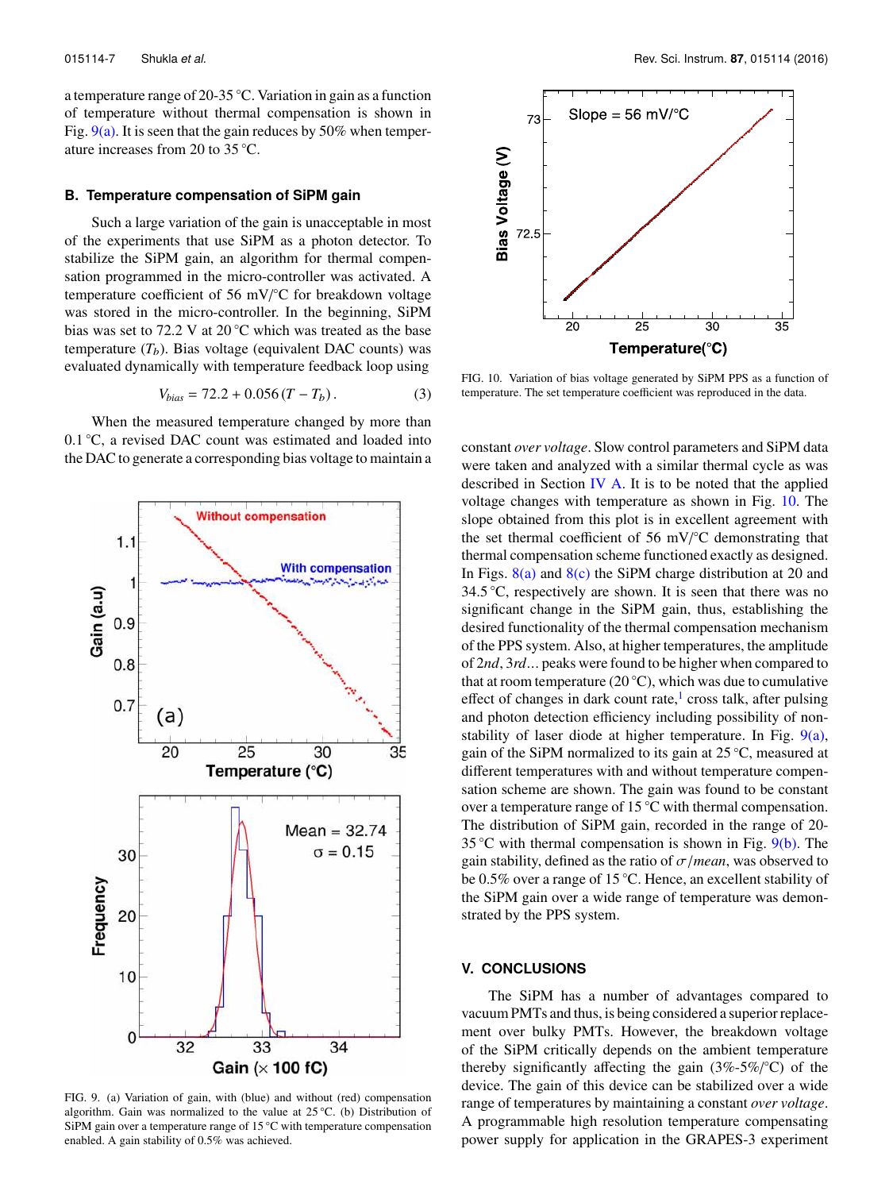a temperature range of 20-35 °C. Variation in gain as a function of temperature without thermal compensation is shown in Fig. 9(a). It is seen that the gain reduces by 50% when temperature increases from 20 to 35 °C.

### B. Temperature compensation of SiPM gain

Such a large variation of the gain is unacceptable in most of the experiments that use SiPM as a photon detector. To stabilize the SiPM gain, an algorithm for thermal compensation programmed in the micro-controller was activated. A temperature coefficient of 56 mV/°C for breakdown voltage was stored in the micro-controller. In the beginning, SiPM bias was set to 72.2 V at 20 °C which was treated as the base temperature ($T_b$). Bias voltage (equivalent DAC counts) was evaluated dynamically with temperature feedback loop using

$$V_{bias} = 72.2 + 0.056\,(T - T_b)\,. \tag{3}$$

When the measured temperature changed by more than 0.1 °C, a revised DAC count was estimated and loaded into the DAC to generate a corresponding bias voltage to maintain a constant *over voltage*. Slow control parameters and SiPM data were taken and analyzed with a similar thermal cycle as was described in Section IV A. It is to be noted that the applied voltage changes with temperature as shown in Fig. 10. The slope obtained from this plot is in excellent agreement with the set thermal coefficient of 56 mV/°C demonstrating that thermal compensation scheme functioned exactly as designed. In Figs. 8(a) and 8(c) the SiPM charge distribution at 20 and 34.5 °C, respectively are shown. It is seen that there was no significant change in the SiPM gain, thus, establishing the desired functionality of the thermal compensation mechanism of the PPS system. Also, at higher temperatures, the amplitude of *2nd*, *3rd*... peaks were found to be higher when compared to that at room temperature (20 °C), which was due to cumulative effect of changes in dark count rate,[1] cross talk, after pulsing and photon detection efficiency including possibility of non-stability of laser diode at higher temperature. In Fig. 9(a), gain of the SiPM normalized to its gain at 25 °C, measured at different temperatures with and without temperature compensation scheme are shown. The gain was found to be constant over a temperature range of 15 °C with thermal compensation. The distribution of SiPM gain, recorded in the range of 20-35 °C with thermal compensation is shown in Fig. 9(b). The gain stability, defined as the ratio of $\sigma/mean$, was observed to be 0.5% over a range of 15 °C. Hence, an excellent stability of the SiPM gain over a wide range of temperature was demonstrated by the PPS system.

FIG. 9. (a) Variation of gain, with (blue) and without (red) compensation algorithm. Gain was normalized to the value at 25 °C. (b) Distribution of SiPM gain over a temperature range of 15 °C with temperature compensation enabled. A gain stability of 0.5% was achieved.

FIG. 10. Variation of bias voltage generated by SiPM PPS as a function of temperature. The set temperature coefficient was reproduced in the data.

## V. CONCLUSIONS

The SiPM has a number of advantages compared to vacuum PMTs and thus, is being considered a superior replacement over bulky PMTs. However, the breakdown voltage of the SiPM critically depends on the ambient temperature thereby significantly affecting the gain (3%-5%/°C) of the device. The gain of this device can be stabilized over a wide range of temperatures by maintaining a constant *over voltage*. A programmable high resolution temperature compensating power supply for application in the GRAPES-3 experiment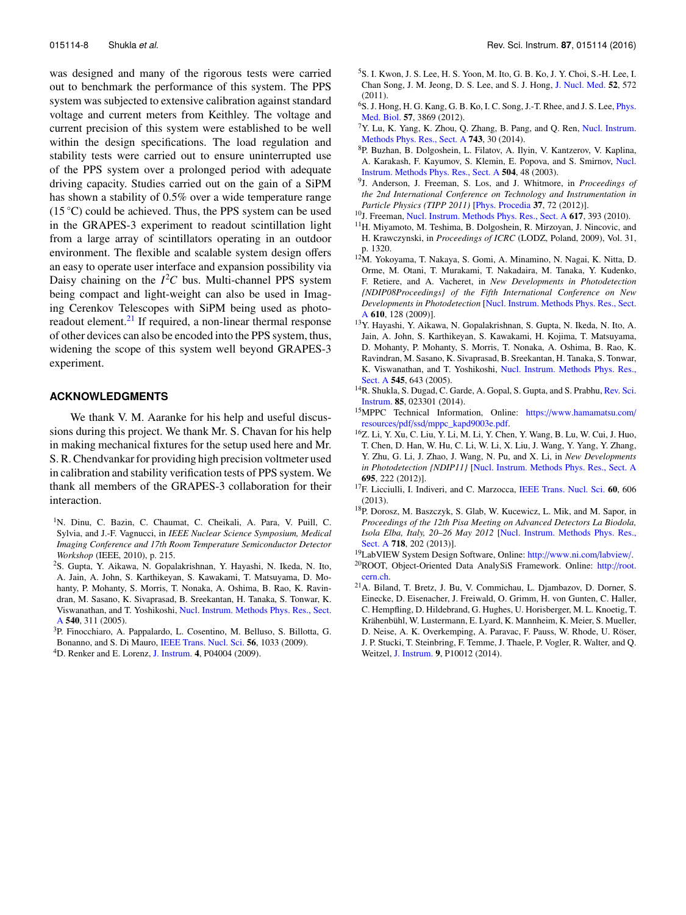was designed and many of the rigorous tests were carried out to benchmark the performance of this system. The PPS system was subjected to extensive calibration against standard voltage and current meters from Keithley. The voltage and current precision of this system were established to be well within the design specifications. The load regulation and stability tests were carried out to ensure uninterrupted use of the PPS system over a prolonged period with adequate driving capacity. Studies carried out on the gain of a SiPM has shown a stability of 0.5% over a wide temperature range (15 °C) could be achieved. Thus, the PPS system can be used in the GRAPES-3 experiment to readout scintillation light from a large array of scintillators operating in an outdoor environment. The flexible and scalable system design offers an easy to operate user interface and expansion possibility via Daisy chaining on the $I^2C$ bus. Multi-channel PPS system being compact and light-weight can also be used in Imaging Cerenkov Telescopes with SiPM being used as photo-readout element.[21] If required, a non-linear thermal response of other devices can also be encoded into the PPS system, thus, widening the scope of this system well beyond GRAPES-3 experiment.

## ACKNOWLEDGMENTS

We thank V. M. Aaranke for his help and useful discussions during this project. We thank Mr. S. Chavan for his help in making mechanical fixtures for the setup used here and Mr. S. R. Chendvankar for providing high precision voltmeter used in calibration and stability verification tests of PPS system. We thank all members of the GRAPES-3 collaboration for their interaction.

[1] N. Dinu, C. Bazin, C. Chaumat, C. Cheikali, A. Para, V. Puill, C. Sylvia, and J.-F. Vagnucci, in *IEEE Nuclear Science Symposium, Medical Imaging Conference and 17th Room Temperature Semiconductor Detector Workshop* (IEEE, 2010), p. 215.

[2] S. Gupta, Y. Aikawa, N. Gopalakrishnan, Y. Hayashi, N. Ikeda, N. Ito, A. Jain, A. John, S. Karthikeyan, S. Kawakami, T. Matsuyama, D. Mohanty, P. Mohanty, S. Morris, T. Nonaka, A. Oshima, B. Rao, K. Ravindran, M. Sasano, K. Sivaprasad, B. Sreekantan, H. Tanaka, S. Tonwar, K. Viswanathan, and T. Yoshikoshi, Nucl. Instrum. Methods Phys. Res., Sect. A **540**, 311 (2005).

[3] P. Finocchiaro, A. Pappalardo, L. Cosentino, M. Belluso, S. Billotta, G. Bonanno, and S. Di Mauro, IEEE Trans. Nucl. Sci. **56**, 1033 (2009).

[4] D. Renker and E. Lorenz, J. Instrum. **4**, P04004 (2009).

[5] S. I. Kwon, J. S. Lee, H. S. Yoon, M. Ito, G. B. Ko, J. Y. Choi, S.-H. Lee, I. Chan Song, J. M. Jeong, D. S. Lee, and S. J. Hong, J. Nucl. Med. **52**, 572 (2011).

[6] S. J. Hong, H. G. Kang, G. B. Ko, I. C. Song, J.-T. Rhee, and J. S. Lee, Phys. Med. Biol. **57**, 3869 (2012).

[7] Y. Lu, K. Yang, K. Zhou, Q. Zhang, B. Pang, and Q. Ren, Nucl. Instrum. Methods Phys. Res., Sect. A **743**, 30 (2014).

[8] P. Buzhan, B. Dolgoshein, L. Filatov, A. Ilyin, V. Kantzerov, V. Kaplina, A. Karakash, F. Kayumov, S. Klemin, E. Popova, and S. Smirnov, Nucl. Instrum. Methods Phys. Res., Sect. A **504**, 48 (2003).

[9] J. Anderson, J. Freeman, S. Los, and J. Whitmore, in *Proceedings of the 2nd International Conference on Technology and Instrumentation in Particle Physics (TIPP 2011)* [Phys. Procedia **37**, 72 (2012)].

[10] J. Freeman, Nucl. Instrum. Methods Phys. Res., Sect. A **617**, 393 (2010).

[11] H. Miyamoto, M. Teshima, B. Dolgoshein, R. Mirzoyan, J. Nincovic, and H. Krawczynski, in *Proceedings of ICRC* (LODZ, Poland, 2009), Vol. 31, p. 1320.

[12] M. Yokoyama, T. Nakaya, S. Gomi, A. Minamino, N. Nagai, K. Nitta, D. Orme, M. Otani, T. Murakami, T. Nakadaira, M. Tanaka, Y. Kudenko, F. Retiere, and A. Vacheret, in *New Developments in Photodetection {NDIP08Proceedings} of the Fifth International Conference on New Developments in Photodetection* [Nucl. Instrum. Methods Phys. Res., Sect. A **610**, 128 (2009)].

[13] Y. Hayashi, Y. Aikawa, N. Gopalakrishnan, S. Gupta, N. Ikeda, N. Ito, A. Jain, A. John, S. Karthikeyan, S. Kawakami, H. Kojima, T. Matsuyama, D. Mohanty, P. Mohanty, S. Morris, T. Nonaka, A. Oshima, B. Rao, K. Ravindran, M. Sasano, K. Sivaprasad, B. Sreekantan, H. Tanaka, S. Tonwar, K. Viswanathan, and T. Yoshikoshi, Nucl. Instrum. Methods Phys. Res., Sect. A **545**, 643 (2005).

[14] R. Shukla, S. Dugad, C. Garde, A. Gopal, S. Gupta, and S. Prabhu, Rev. Sci. Instrum. **85**, 023301 (2014).

[15] MPPC Technical Information, Online: https://www.hamamatsu.com/resources/pdf/ssd/mppc_kapd9003e.pdf.

[16] Z. Li, Y. Xu, C. Liu, Y. Li, M. Li, Y. Chen, Y. Wang, B. Lu, W. Cui, J. Huo, T. Chen, D. Han, W. Hu, C. Li, W. Li, X. Liu, J. Wang, Y. Yang, Y. Zhang, Y. Zhu, G. Li, J. Zhao, J. Wang, N. Pu, and X. Li, in *New Developments in Photodetection {NDIP11}* [Nucl. Instrum. Methods Phys. Res., Sect. A **695**, 222 (2012)].

[17] F. Licciulli, I. Indiveri, and C. Marzocca, IEEE Trans. Nucl. Sci. **60**, 606 (2013).

[18] P. Dorosz, M. Baszczyk, S. Glab, W. Kucewicz, L. Mik, and M. Sapor, in *Proceedings of the 12th Pisa Meeting on Advanced Detectors La Biodola, Isola Elba, Italy, 20–26 May 2012* [Nucl. Instrum. Methods Phys. Res., Sect. A **718**, 202 (2013)].

[19] LabVIEW System Design Software, Online: http://www.ni.com/labview/.

[20] ROOT, Object-Oriented Data AnalySiS Framework. Online: http://root.cern.ch.

[21] A. Biland, T. Bretz, J. Bu, V. Commichau, L. Djambazov, D. Dorner, S. Einecke, D. Eisenacher, J. Freiwald, O. Grimm, H. von Gunten, C. Haller, C. Hempfling, D. Hildebrand, G. Hughes, U. Horisberger, M. L. Knoetig, T. Krähenbühl, W. Lustermann, E. Lyard, K. Mannheim, K. Meier, S. Mueller, D. Neise, A. K. Overkemping, A. Paravac, F. Pauss, W. Rhode, U. Röser, J. P. Stucki, T. Steinbring, F. Temme, J. Thaele, P. Vogler, R. Walter, and Q. Weitzel, J. Instrum. **9**, P10012 (2014).